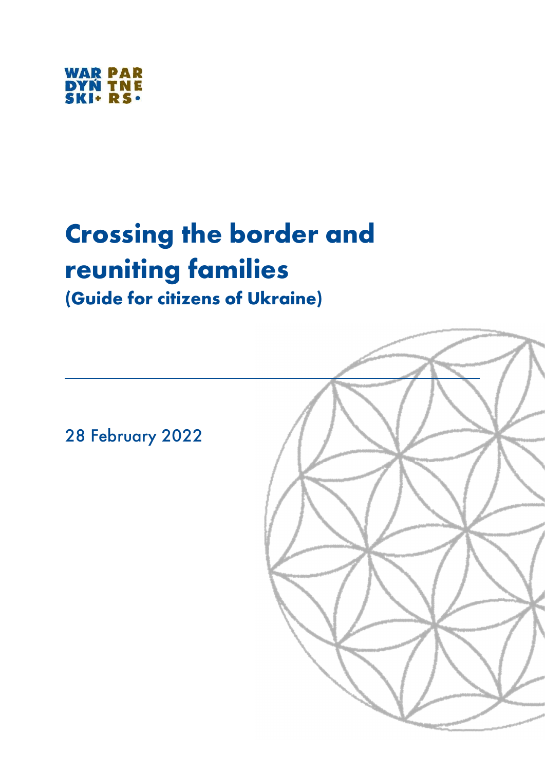WAR PAR
DYŃ TNE
SKI+ RS•

# Crossing the border and reuniting families

## (Guide for citizens of Ukraine)

---

28 February 2022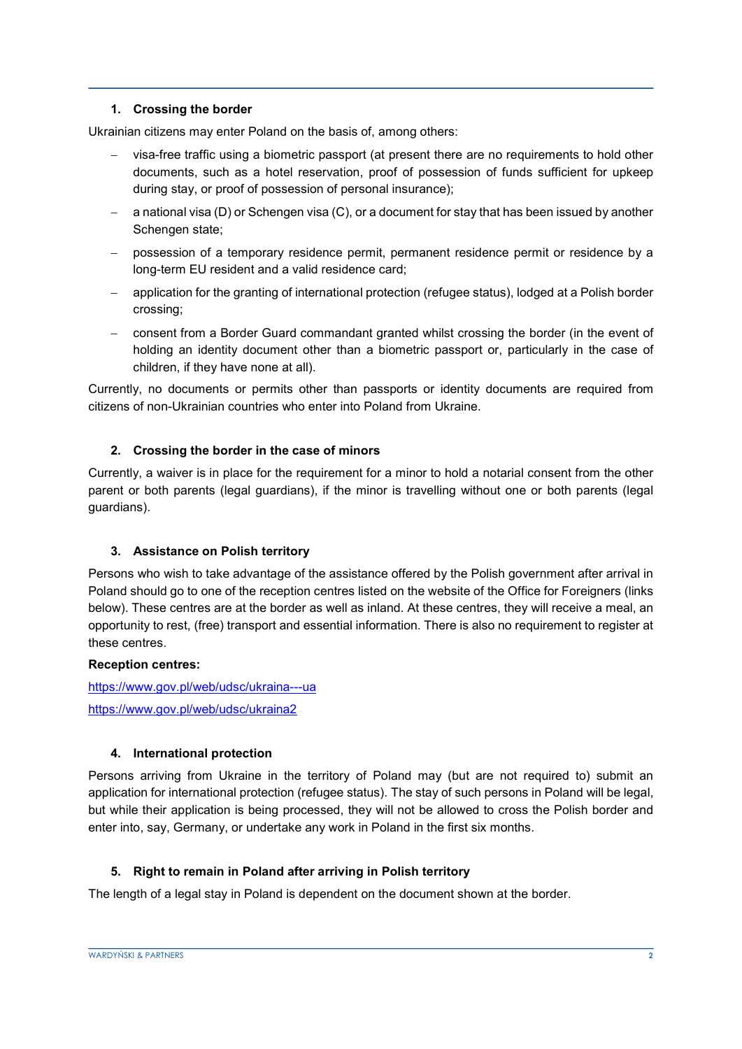## 1. Crossing the border

Ukrainian citizens may enter Poland on the basis of, among others:

- visa-free traffic using a biometric passport (at present there are no requirements to hold other documents, such as a hotel reservation, proof of possession of funds sufficient for upkeep during stay, or proof of possession of personal insurance);
- a national visa (D) or Schengen visa (C), or a document for stay that has been issued by another Schengen state;
- possession of a temporary residence permit, permanent residence permit or residence by a long-term EU resident and a valid residence card;
- application for the granting of international protection (refugee status), lodged at a Polish border crossing;
- consent from a Border Guard commandant granted whilst crossing the border (in the event of holding an identity document other than a biometric passport or, particularly in the case of children, if they have none at all).

Currently, no documents or permits other than passports or identity documents are required from citizens of non-Ukrainian countries who enter into Poland from Ukraine.

## 2. Crossing the border in the case of minors

Currently, a waiver is in place for the requirement for a minor to hold a notarial consent from the other parent or both parents (legal guardians), if the minor is travelling without one or both parents (legal guardians).

## 3. Assistance on Polish territory

Persons who wish to take advantage of the assistance offered by the Polish government after arrival in Poland should go to one of the reception centres listed on the website of the Office for Foreigners (links below). These centres are at the border as well as inland. At these centres, they will receive a meal, an opportunity to rest, (free) transport and essential information. There is also no requirement to register at these centres.

**Reception centres:**

https://www.gov.pl/web/udsc/ukraina---ua

https://www.gov.pl/web/udsc/ukraina2

## 4. International protection

Persons arriving from Ukraine in the territory of Poland may (but are not required to) submit an application for international protection (refugee status). The stay of such persons in Poland will be legal, but while their application is being processed, they will not be allowed to cross the Polish border and enter into, say, Germany, or undertake any work in Poland in the first six months.

## 5. Right to remain in Poland after arriving in Polish territory

The length of a legal stay in Poland is dependent on the document shown at the border.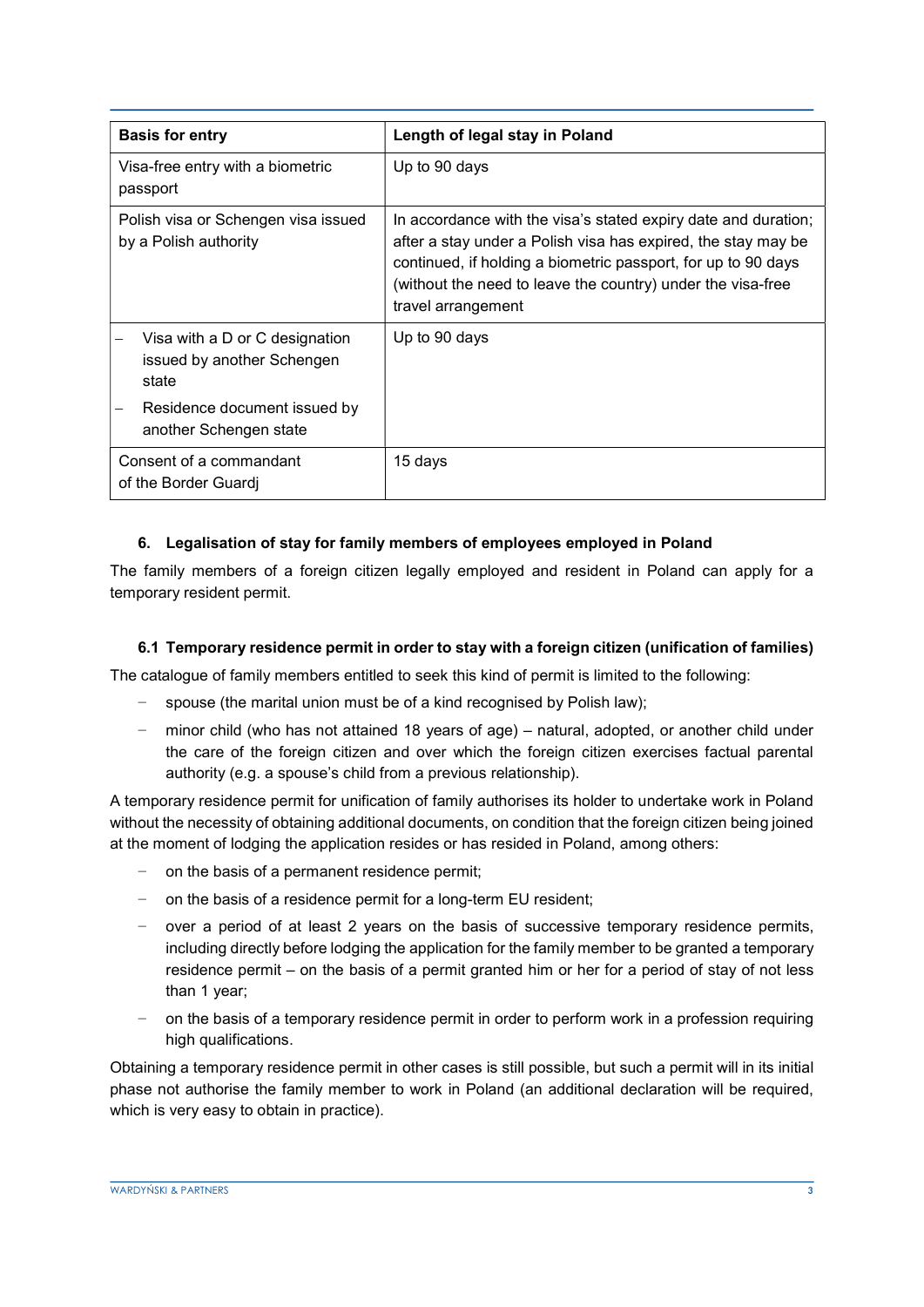| Basis for entry | Length of legal stay in Poland |
|---|---|
| Visa-free entry with a biometric passport | Up to 90 days |
| Polish visa or Schengen visa issued by a Polish authority | In accordance with the visa's stated expiry date and duration; after a stay under a Polish visa has expired, the stay may be continued, if holding a biometric passport, for up to 90 days (without the need to leave the country) under the visa-free travel arrangement |
| – Visa with a D or C designation issued by another Schengen state<br>– Residence document issued by another Schengen state | Up to 90 days |
| Consent of a commandant of the Border Guardj | 15 days |

## 6. Legalisation of stay for family members of employees employed in Poland

The family members of a foreign citizen legally employed and resident in Poland can apply for a temporary resident permit.

### 6.1 Temporary residence permit in order to stay with a foreign citizen (unification of families)

The catalogue of family members entitled to seek this kind of permit is limited to the following:

- spouse (the marital union must be of a kind recognised by Polish law);
- minor child (who has not attained 18 years of age) – natural, adopted, or another child under the care of the foreign citizen and over which the foreign citizen exercises factual parental authority (e.g. a spouse's child from a previous relationship).

A temporary residence permit for unification of family authorises its holder to undertake work in Poland without the necessity of obtaining additional documents, on condition that the foreign citizen being joined at the moment of lodging the application resides or has resided in Poland, among others:

- on the basis of a permanent residence permit;
- on the basis of a residence permit for a long-term EU resident;
- over a period of at least 2 years on the basis of successive temporary residence permits, including directly before lodging the application for the family member to be granted a temporary residence permit – on the basis of a permit granted him or her for a period of stay of not less than 1 year;
- on the basis of a temporary residence permit in order to perform work in a profession requiring high qualifications.

Obtaining a temporary residence permit in other cases is still possible, but such a permit will in its initial phase not authorise the family member to work in Poland (an additional declaration will be required, which is very easy to obtain in practice).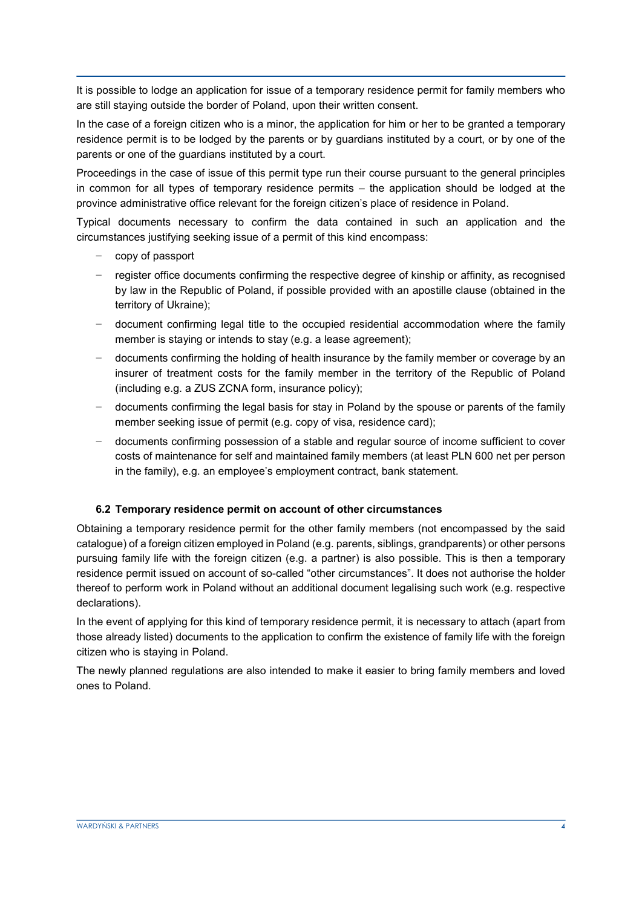It is possible to lodge an application for issue of a temporary residence permit for family members who are still staying outside the border of Poland, upon their written consent.

In the case of a foreign citizen who is a minor, the application for him or her to be granted a temporary residence permit is to be lodged by the parents or by guardians instituted by a court, or by one of the parents or one of the guardians instituted by a court.

Proceedings in the case of issue of this permit type run their course pursuant to the general principles in common for all types of temporary residence permits – the application should be lodged at the province administrative office relevant for the foreign citizen's place of residence in Poland.

Typical documents necessary to confirm the data contained in such an application and the circumstances justifying seeking issue of a permit of this kind encompass:

- copy of passport
- register office documents confirming the respective degree of kinship or affinity, as recognised by law in the Republic of Poland, if possible provided with an apostille clause (obtained in the territory of Ukraine);
- document confirming legal title to the occupied residential accommodation where the family member is staying or intends to stay (e.g. a lease agreement);
- documents confirming the holding of health insurance by the family member or coverage by an insurer of treatment costs for the family member in the territory of the Republic of Poland (including e.g. a ZUS ZCNA form, insurance policy);
- documents confirming the legal basis for stay in Poland by the spouse or parents of the family member seeking issue of permit (e.g. copy of visa, residence card);
- documents confirming possession of a stable and regular source of income sufficient to cover costs of maintenance for self and maintained family members (at least PLN 600 net per person in the family), e.g. an employee's employment contract, bank statement.

### 6.2 Temporary residence permit on account of other circumstances

Obtaining a temporary residence permit for the other family members (not encompassed by the said catalogue) of a foreign citizen employed in Poland (e.g. parents, siblings, grandparents) or other persons pursuing family life with the foreign citizen (e.g. a partner) is also possible. This is then a temporary residence permit issued on account of so-called "other circumstances". It does not authorise the holder thereof to perform work in Poland without an additional document legalising such work (e.g. respective declarations).

In the event of applying for this kind of temporary residence permit, it is necessary to attach (apart from those already listed) documents to the application to confirm the existence of family life with the foreign citizen who is staying in Poland.

The newly planned regulations are also intended to make it easier to bring family members and loved ones to Poland.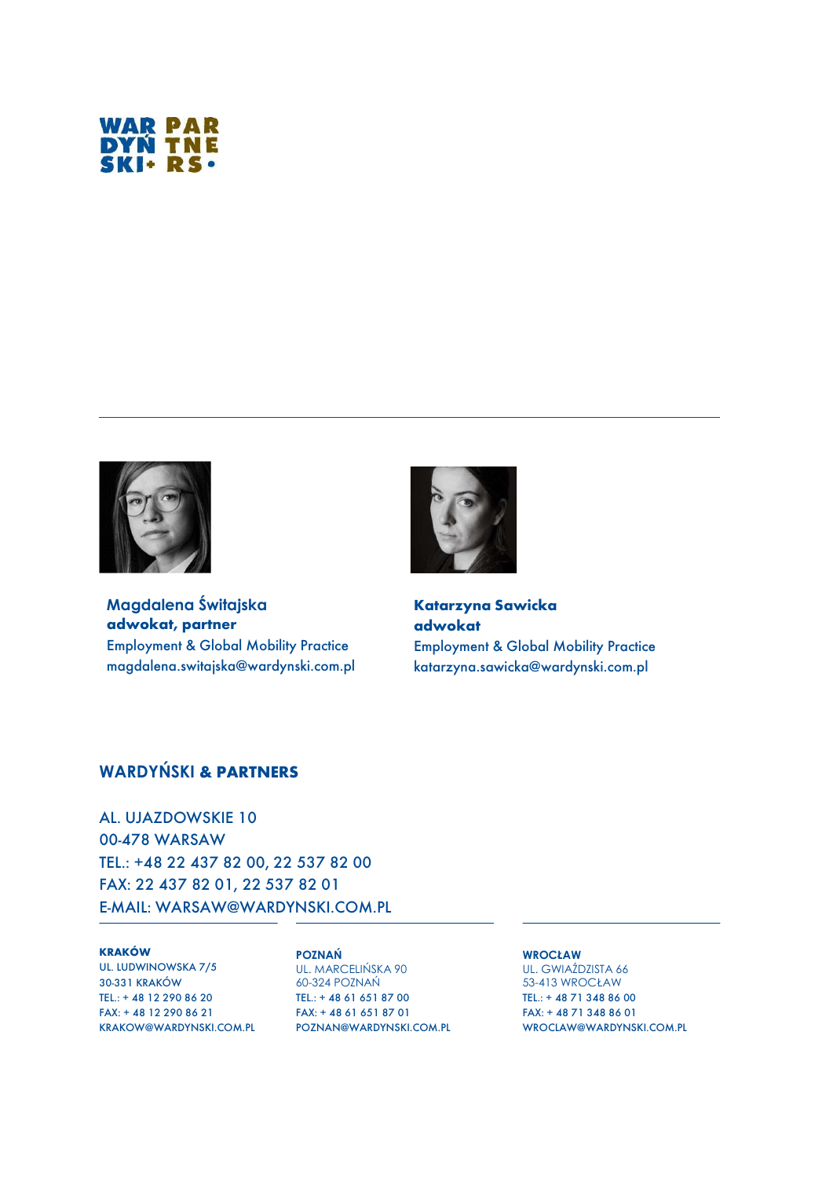WAR PAR
DYŃ TNE
SKI+ RS•

**Magdalena Świtajska**
**adwokat, partner**
Employment & Global Mobility Practice
magdalena.switajska@wardynski.com.pl

**Katarzyna Sawicka**
**adwokat**
Employment & Global Mobility Practice
katarzyna.sawicka@wardynski.com.pl

## WARDYŃSKI & PARTNERS

AL. UJAZDOWSKIE 10
00-478 WARSAW
TEL.: +48 22 437 82 00, 22 537 82 00
FAX: 22 437 82 01, 22 537 82 01
E-MAIL: WARSAW@WARDYNSKI.COM.PL

**KRAKÓW**
UL. LUDWINOWSKA 7/5
30-331 KRAKÓW
TEL.: + 48 12 290 86 20
FAX: + 48 12 290 86 21
KRAKOW@WARDYNSKI.COM.PL

**POZNAŃ**
UL. MARCELIŃSKA 90
60-324 POZNAŃ
TEL.: + 48 61 651 87 00
FAX: + 48 61 651 87 01
POZNAN@WARDYNSKI.COM.PL

**WROCŁAW**
UL. GWIAŹDZISTA 66
53-413 WROCŁAW
TEL.: + 48 71 348 86 00
FAX: + 48 71 348 86 01
WROCLAW@WARDYNSKI.COM.PL